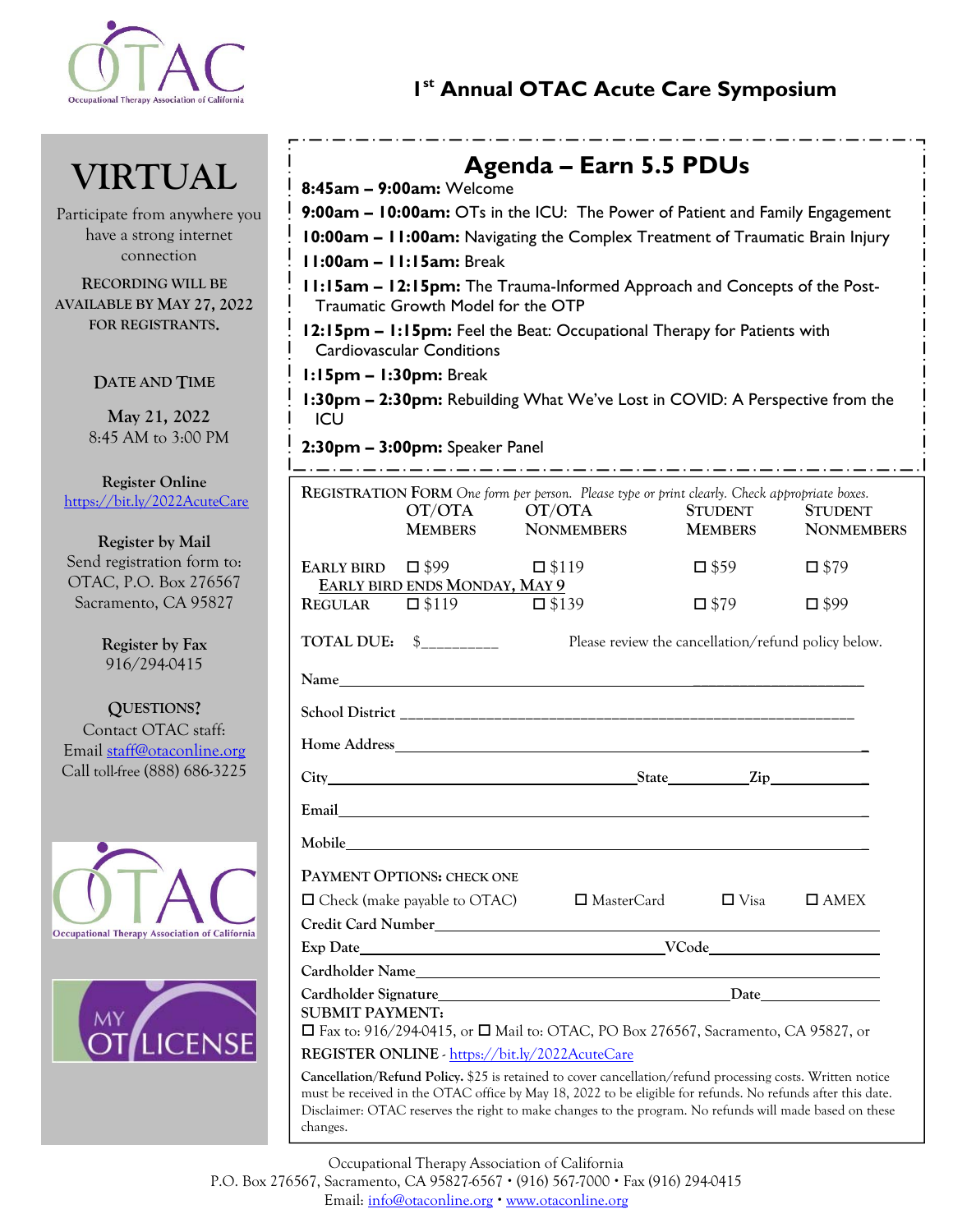# 1st Annual OTAC Acute Care Symposium

## VIRTUAL

Participate from anywhere you have a strong internet connection

RECORDING WILL BE AVAILABLE BY MAY 27, 2022 FOR REGISTRANTS.

**DATE AND TIME**

May 21, 2022
8:45 AM to 3:00 PM

**Register Online**
https://bit.ly/2022AcuteCare

**Register by Mail**
Send registration form to:
OTAC, P.O. Box 276567
Sacramento, CA 95827

**Register by Fax**
916/294-0415

**QUESTIONS?**
Contact OTAC staff:
Email staff@otaconline.org
Call toll-free (888) 686-3225

## Agenda – Earn 5.5 PDUs

**8:45am – 9:00am:** Welcome

**9:00am – 10:00am:** OTs in the ICU: The Power of Patient and Family Engagement

**10:00am – 11:00am:** Navigating the Complex Treatment of Traumatic Brain Injury

**11:00am – 11:15am:** Break

**11:15am – 12:15pm:** The Trauma-Informed Approach and Concepts of the Post-Traumatic Growth Model for the OTP

**12:15pm – 1:15pm:** Feel the Beat: Occupational Therapy for Patients with Cardiovascular Conditions

**1:15pm – 1:30pm:** Break

**1:30pm – 2:30pm:** Rebuilding What We've Lost in COVID: A Perspective from the ICU

**2:30pm – 3:00pm:** Speaker Panel

## REGISTRATION FORM

*One form per person. Please type or print clearly. Check appropriate boxes.*

| | OT/OTA MEMBERS | OT/OTA NONMEMBERS | STUDENT MEMBERS | STUDENT NONMEMBERS |
|---|---|---|---|---|
| EARLY BIRD | ☐ $99 | ☐ $119 | ☐ $59 | ☐ $79 |
| REGULAR | ☐ $119 | ☐ $139 | ☐ $79 | ☐ $99 |

EARLY BIRD ENDS MONDAY, MAY 9

TOTAL DUE: $_________ Please review the cancellation/refund policy below.

Name_______________________________________________

School District _______________________________________

Home Address_________________________________________

City_____________________ State__________ Zip__________

Email_______________________________________________

Mobile______________________________________________

**PAYMENT OPTIONS:** CHECK ONE

☐ Check (make payable to OTAC) ☐ MasterCard ☐ Visa ☐ AMEX

Credit Card Number___________________________________

Exp Date_______________________ VCode________________

Cardholder Name_____________________________________

Cardholder Signature____________________ Date__________

**SUBMIT PAYMENT:**

☐ Fax to: 916/294-0415, or ☐ Mail to: OTAC, PO Box 276567, Sacramento, CA 95827, or

**REGISTER ONLINE** - https://bit.ly/2022AcuteCare

**Cancellation/Refund Policy.** $25 is retained to cover cancellation/refund processing costs. Written notice must be received in the OTAC office by May 18, 2022 to be eligible for refunds. No refunds after this date. Disclaimer: OTAC reserves the right to make changes to the program. No refunds will made based on these changes.

Occupational Therapy Association of California
P.O. Box 276567, Sacramento, CA 95827-6567 • (916) 567-7000 • Fax (916) 294-0415
Email: info@otaconline.org • www.otaconline.org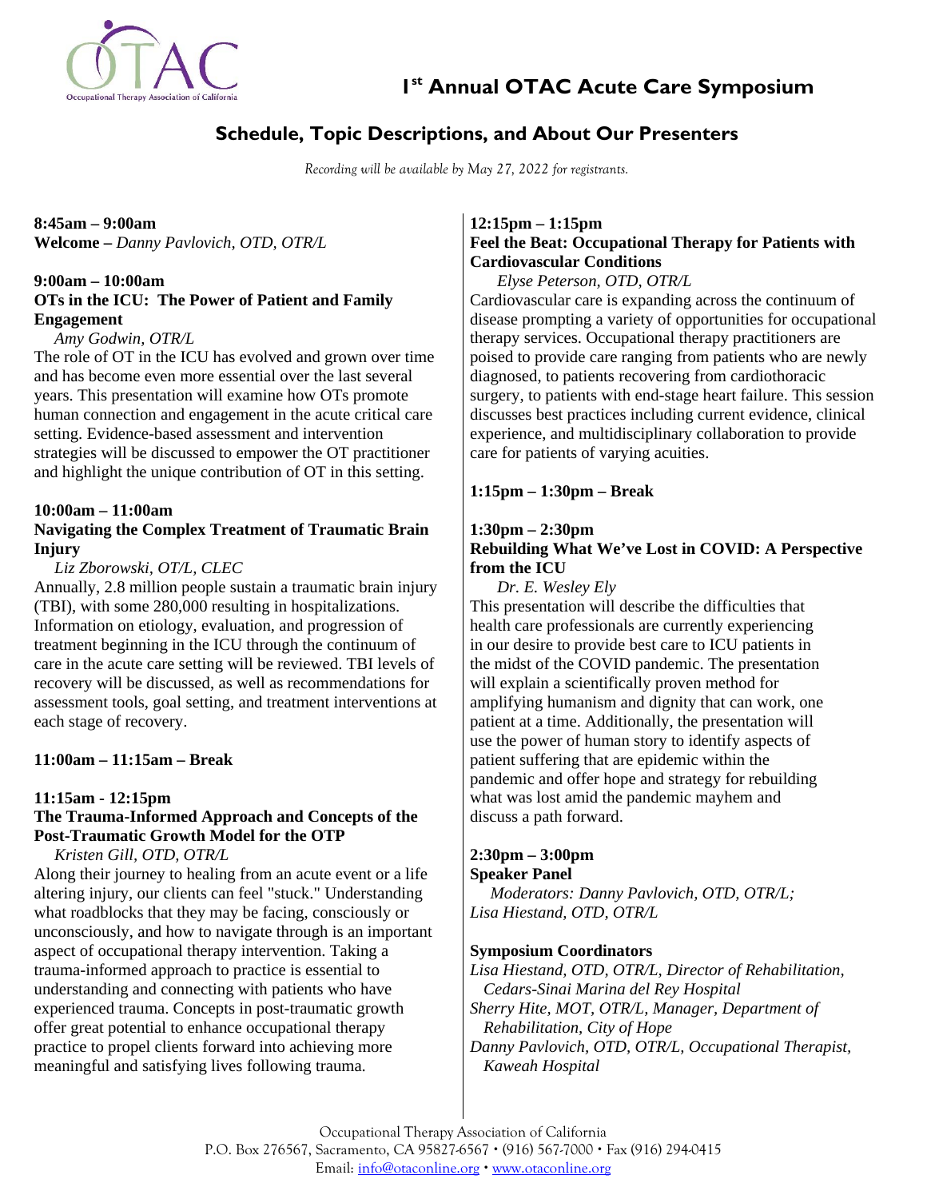# 1st Annual OTAC Acute Care Symposium

## Schedule, Topic Descriptions, and About Our Presenters

*Recording will be available by May 27, 2022 for registrants.*

**8:45am – 9:00am**
**Welcome –** *Danny Pavlovich, OTD, OTR/L*

**9:00am – 10:00am**
**OTs in the ICU: The Power of Patient and Family Engagement**
*Amy Godwin, OTR/L*
The role of OT in the ICU has evolved and grown over time and has become even more essential over the last several years. This presentation will examine how OTs promote human connection and engagement in the acute critical care setting. Evidence-based assessment and intervention strategies will be discussed to empower the OT practitioner and highlight the unique contribution of OT in this setting.

**10:00am – 11:00am**
**Navigating the Complex Treatment of Traumatic Brain Injury**
*Liz Zborowski, OT/L, CLEC*
Annually, 2.8 million people sustain a traumatic brain injury (TBI), with some 280,000 resulting in hospitalizations. Information on etiology, evaluation, and progression of treatment beginning in the ICU through the continuum of care in the acute care setting will be reviewed. TBI levels of recovery will be discussed, as well as recommendations for assessment tools, goal setting, and treatment interventions at each stage of recovery.

**11:00am – 11:15am – Break**

**11:15am - 12:15pm**
**The Trauma-Informed Approach and Concepts of the Post-Traumatic Growth Model for the OTP**
*Kristen Gill, OTD, OTR/L*
Along their journey to healing from an acute event or a life altering injury, our clients can feel "stuck." Understanding what roadblocks that they may be facing, consciously or unconsciously, and how to navigate through is an important aspect of occupational therapy intervention. Taking a trauma-informed approach to practice is essential to understanding and connecting with patients who have experienced trauma. Concepts in post-traumatic growth offer great potential to enhance occupational therapy practice to propel clients forward into achieving more meaningful and satisfying lives following trauma.

**12:15pm – 1:15pm**
**Feel the Beat: Occupational Therapy for Patients with Cardiovascular Conditions**
*Elyse Peterson, OTD, OTR/L*
Cardiovascular care is expanding across the continuum of disease prompting a variety of opportunities for occupational therapy services. Occupational therapy practitioners are poised to provide care ranging from patients who are newly diagnosed, to patients recovering from cardiothoracic surgery, to patients with end-stage heart failure. This session discusses best practices including current evidence, clinical experience, and multidisciplinary collaboration to provide care for patients of varying acuities.

**1:15pm – 1:30pm – Break**

**1:30pm – 2:30pm**
**Rebuilding What We've Lost in COVID: A Perspective from the ICU**
*Dr. E. Wesley Ely*
This presentation will describe the difficulties that health care professionals are currently experiencing in our desire to provide best care to ICU patients in the midst of the COVID pandemic. The presentation will explain a scientifically proven method for amplifying humanism and dignity that can work, one patient at a time. Additionally, the presentation will use the power of human story to identify aspects of patient suffering that are epidemic within the pandemic and offer hope and strategy for rebuilding what was lost amid the pandemic mayhem and discuss a path forward.

**2:30pm – 3:00pm**
**Speaker Panel**
*Moderators: Danny Pavlovich, OTD, OTR/L; Lisa Hiestand, OTD, OTR/L*

**Symposium Coordinators**
*Lisa Hiestand, OTD, OTR/L, Director of Rehabilitation, Cedars-Sinai Marina del Rey Hospital*
*Sherry Hite, MOT, OTR/L, Manager, Department of Rehabilitation, City of Hope*
*Danny Pavlovich, OTD, OTR/L, Occupational Therapist, Kaweah Hospital*

Occupational Therapy Association of California
P.O. Box 276567, Sacramento, CA 95827-6567 • (916) 567-7000 • Fax (916) 294-0415
Email: info@otaconline.org • www.otaconline.org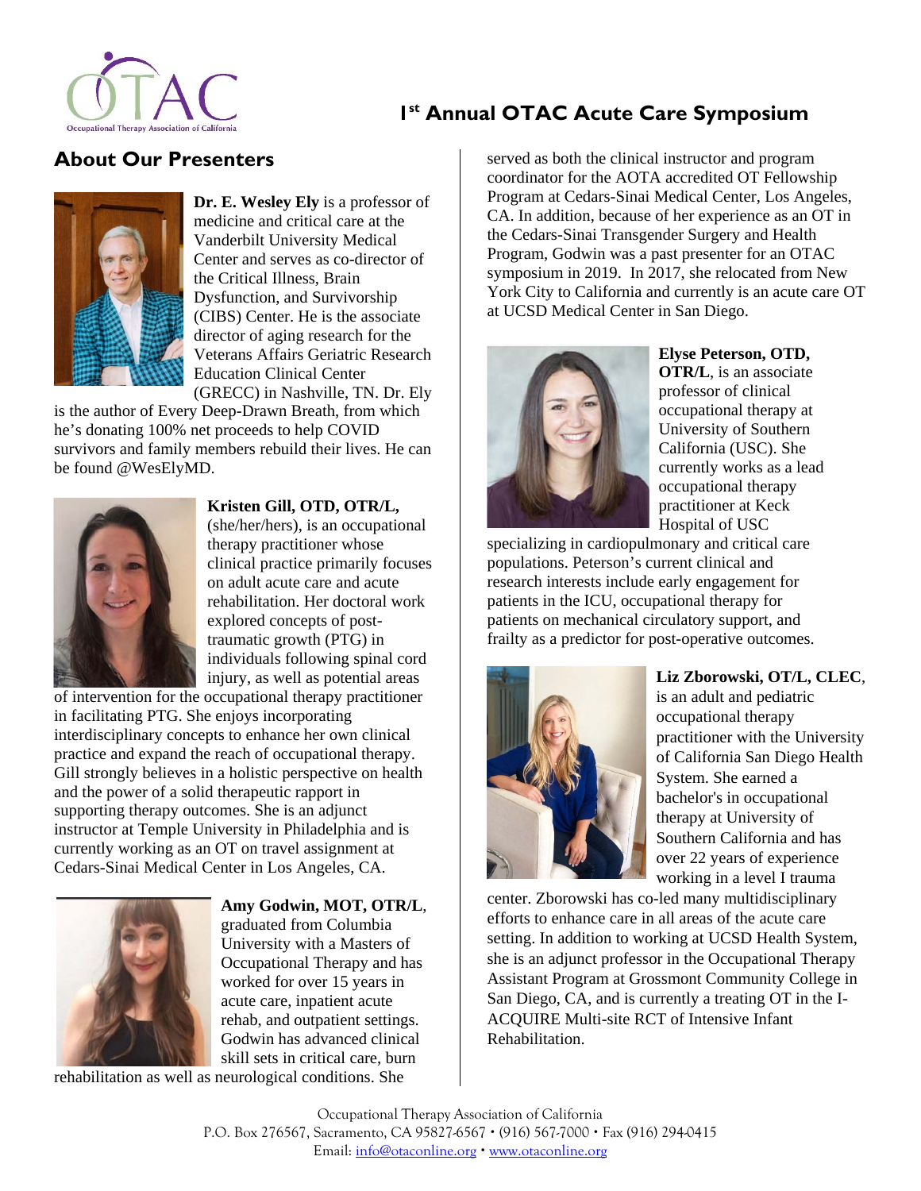# 1st Annual OTAC Acute Care Symposium

## About Our Presenters

**Dr. E. Wesley Ely** is a professor of medicine and critical care at the Vanderbilt University Medical Center and serves as co-director of the Critical Illness, Brain Dysfunction, and Survivorship (CIBS) Center. He is the associate director of aging research for the Veterans Affairs Geriatric Research Education Clinical Center (GRECC) in Nashville, TN. Dr. Ely is the author of Every Deep-Drawn Breath, from which he's donating 100% net proceeds to help COVID survivors and family members rebuild their lives. He can be found @WesElyMD.

**Kristen Gill, OTD, OTR/L,** (she/her/hers), is an occupational therapy practitioner whose clinical practice primarily focuses on adult acute care and acute rehabilitation. Her doctoral work explored concepts of post-traumatic growth (PTG) in individuals following spinal cord injury, as well as potential areas of intervention for the occupational therapy practitioner in facilitating PTG. She enjoys incorporating interdisciplinary concepts to enhance her own clinical practice and expand the reach of occupational therapy. Gill strongly believes in a holistic perspective on health and the power of a solid therapeutic rapport in supporting therapy outcomes. She is an adjunct instructor at Temple University in Philadelphia and is currently working as an OT on travel assignment at Cedars-Sinai Medical Center in Los Angeles, CA.

**Amy Godwin, MOT, OTR/L**, graduated from Columbia University with a Masters of Occupational Therapy and has worked for over 15 years in acute care, inpatient acute rehab, and outpatient settings. Godwin has advanced clinical skill sets in critical care, burn rehabilitation as well as neurological conditions. She served as both the clinical instructor and program coordinator for the AOTA accredited OT Fellowship Program at Cedars-Sinai Medical Center, Los Angeles, CA. In addition, because of her experience as an OT in the Cedars-Sinai Transgender Surgery and Health Program, Godwin was a past presenter for an OTAC symposium in 2019. In 2017, she relocated from New York City to California and currently is an acute care OT at UCSD Medical Center in San Diego.

**Elyse Peterson, OTD, OTR/L**, is an associate professor of clinical occupational therapy at University of Southern California (USC). She currently works as a lead occupational therapy practitioner at Keck Hospital of USC specializing in cardiopulmonary and critical care populations. Peterson's current clinical and research interests include early engagement for patients in the ICU, occupational therapy for patients on mechanical circulatory support, and frailty as a predictor for post-operative outcomes.

**Liz Zborowski, OT/L, CLEC**, is an adult and pediatric occupational therapy practitioner with the University of California San Diego Health System. She earned a bachelor's in occupational therapy at University of Southern California and has over 22 years of experience working in a level I trauma center. Zborowski has co-led many multidisciplinary efforts to enhance care in all areas of the acute care setting. In addition to working at UCSD Health System, she is an adjunct professor in the Occupational Therapy Assistant Program at Grossmont Community College in San Diego, CA, and is currently a treating OT in the I-ACQUIRE Multi-site RCT of Intensive Infant Rehabilitation.